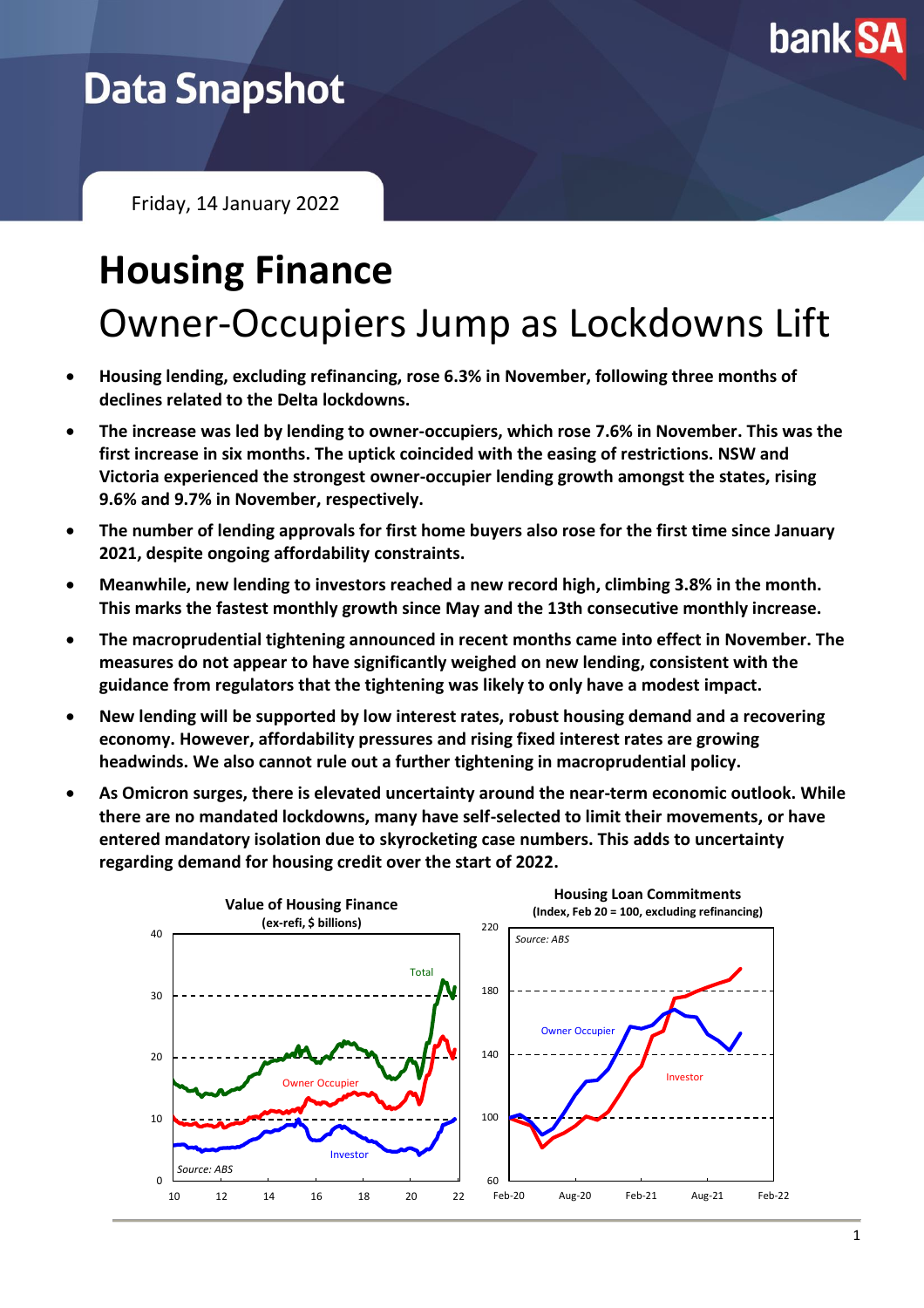Data Snapshot

Friday, 14 January 2022

# Housing Finance

## Owner-Occupiers Jump as Lockdowns Lift

- **Housing lending, excluding refinancing, rose 6.3% in November, following three months of declines related to the Delta lockdowns.**
- **The increase was led by lending to owner-occupiers, which rose 7.6% in November. This was the first increase in six months. The uptick coincided with the easing of restrictions. NSW and Victoria experienced the strongest owner-occupier lending growth amongst the states, rising 9.6% and 9.7% in November, respectively.**
- **The number of lending approvals for first home buyers also rose for the first time since January 2021, despite ongoing affordability constraints.**
- **Meanwhile, new lending to investors reached a new record high, climbing 3.8% in the month. This marks the fastest monthly growth since May and the 13th consecutive monthly increase.**
- **The macroprudential tightening announced in recent months came into effect in November. The measures do not appear to have significantly weighed on new lending, consistent with the guidance from regulators that the tightening was likely to only have a modest impact.**
- **New lending will be supported by low interest rates, robust housing demand and a recovering economy. However, affordability pressures and rising fixed interest rates are growing headwinds. We also cannot rule out a further tightening in macroprudential policy.**
- **As Omicron surges, there is elevated uncertainty around the near-term economic outlook. While there are no mandated lockdowns, many have self-selected to limit their movements, or have entered mandatory isolation due to skyrocketing case numbers. This adds to uncertainty regarding demand for housing credit over the start of 2022.**

**Value of Housing Finance**
**(ex-refi, $ billions)**

Source: ABS

**Housing Loan Commitments**
**(Index, Feb 20 = 100, excluding refinancing)**

Source: ABS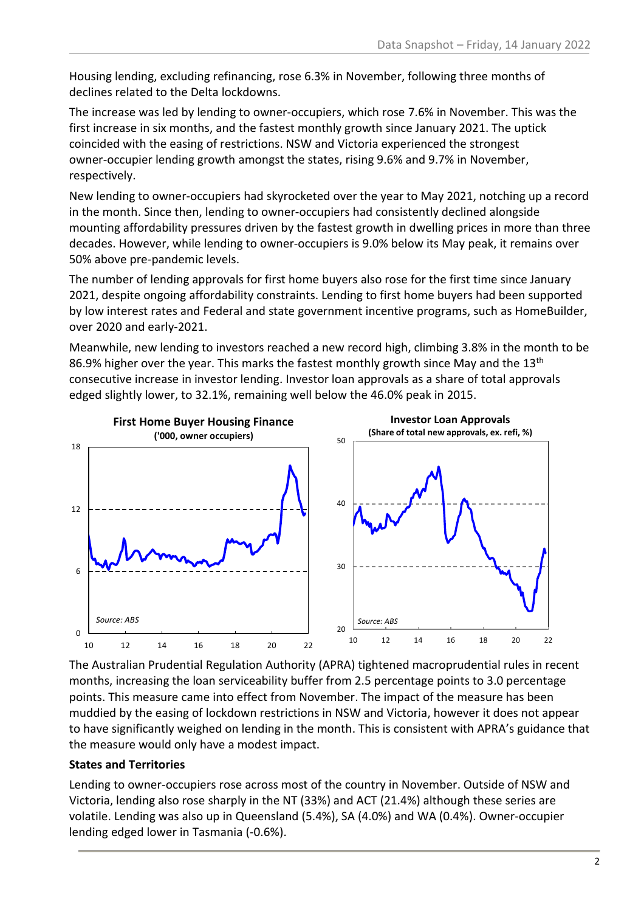Housing lending, excluding refinancing, rose 6.3% in November, following three months of declines related to the Delta lockdowns.

The increase was led by lending to owner-occupiers, which rose 7.6% in November. This was the first increase in six months, and the fastest monthly growth since January 2021. The uptick coincided with the easing of restrictions. NSW and Victoria experienced the strongest owner-occupier lending growth amongst the states, rising 9.6% and 9.7% in November, respectively.

New lending to owner-occupiers had skyrocketed over the year to May 2021, notching up a record in the month. Since then, lending to owner-occupiers had consistently declined alongside mounting affordability pressures driven by the fastest growth in dwelling prices in more than three decades. However, while lending to owner-occupiers is 9.0% below its May peak, it remains over 50% above pre-pandemic levels.

The number of lending approvals for first home buyers also rose for the first time since January 2021, despite ongoing affordability constraints. Lending to first home buyers had been supported by low interest rates and Federal and state government incentive programs, such as HomeBuilder, over 2020 and early-2021.

Meanwhile, new lending to investors reached a new record high, climbing 3.8% in the month to be 86.9% higher over the year. This marks the fastest monthly growth since May and the 13th consecutive increase in investor lending. Investor loan approvals as a share of total approvals edged slightly lower, to 32.1%, remaining well below the 46.0% peak in 2015.

**First Home Buyer Housing Finance**
**('000, owner occupiers)**

*Source: ABS*

**Investor Loan Approvals**
**(Share of total new approvals, ex. refi, %)**

*Source: ABS*

The Australian Prudential Regulation Authority (APRA) tightened macroprudential rules in recent months, increasing the loan serviceability buffer from 2.5 percentage points to 3.0 percentage points. This measure came into effect from November. The impact of the measure has been muddied by the easing of lockdown restrictions in NSW and Victoria, however it does not appear to have significantly weighed on lending in the month. This is consistent with APRA's guidance that the measure would only have a modest impact.

**States and Territories**

Lending to owner-occupiers rose across most of the country in November. Outside of NSW and Victoria, lending also rose sharply in the NT (33%) and ACT (21.4%) although these series are volatile. Lending was also up in Queensland (5.4%), SA (4.0%) and WA (0.4%). Owner-occupier lending edged lower in Tasmania (-0.6%).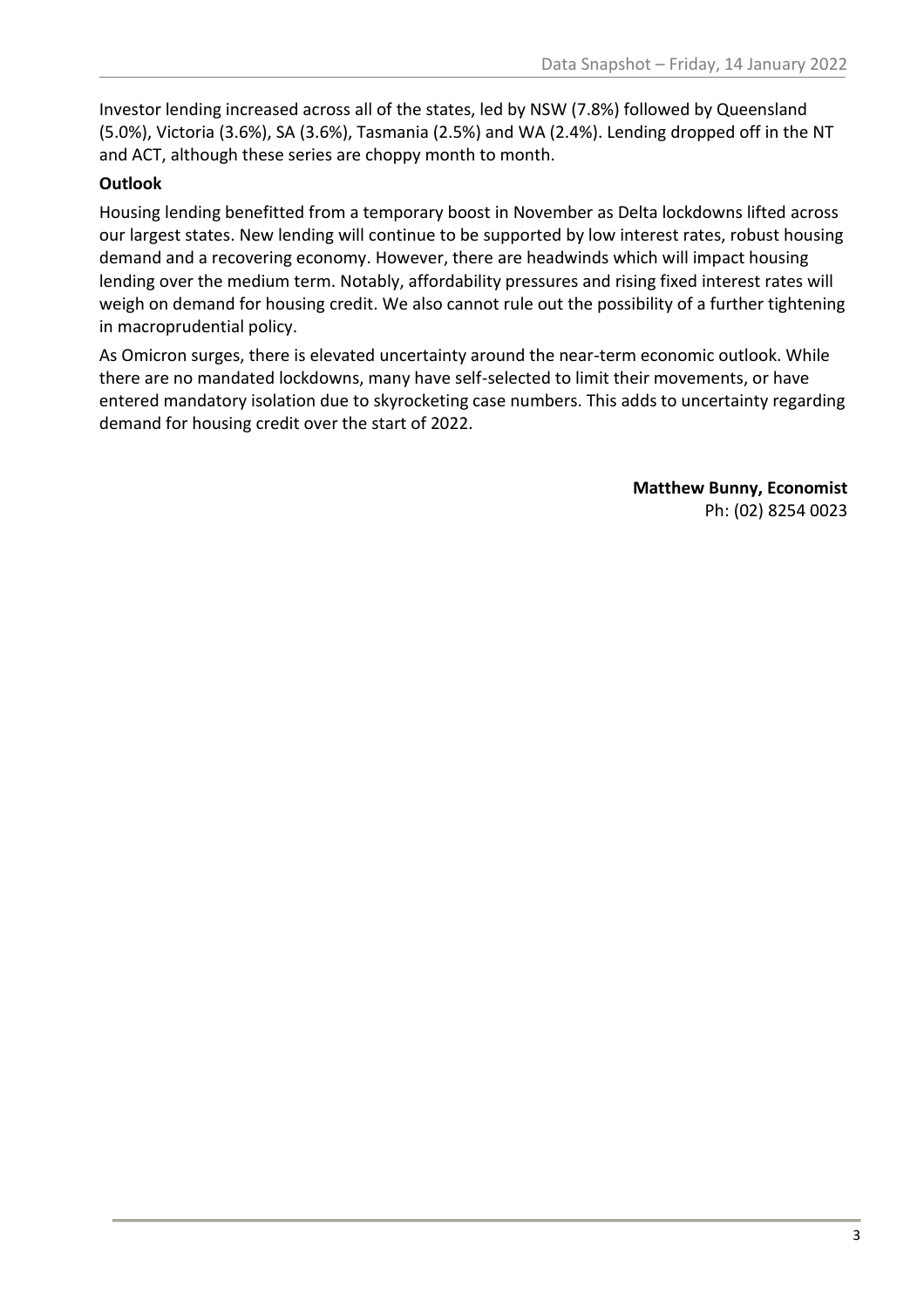Investor lending increased across all of the states, led by NSW (7.8%) followed by Queensland (5.0%), Victoria (3.6%), SA (3.6%), Tasmania (2.5%) and WA (2.4%). Lending dropped off in the NT and ACT, although these series are choppy month to month.

**Outlook**

Housing lending benefitted from a temporary boost in November as Delta lockdowns lifted across our largest states. New lending will continue to be supported by low interest rates, robust housing demand and a recovering economy. However, there are headwinds which will impact housing lending over the medium term. Notably, affordability pressures and rising fixed interest rates will weigh on demand for housing credit. We also cannot rule out the possibility of a further tightening in macroprudential policy.

As Omicron surges, there is elevated uncertainty around the near-term economic outlook. While there are no mandated lockdowns, many have self-selected to limit their movements, or have entered mandatory isolation due to skyrocketing case numbers. This adds to uncertainty regarding demand for housing credit over the start of 2022.

**Matthew Bunny, Economist**
Ph: (02) 8254 0023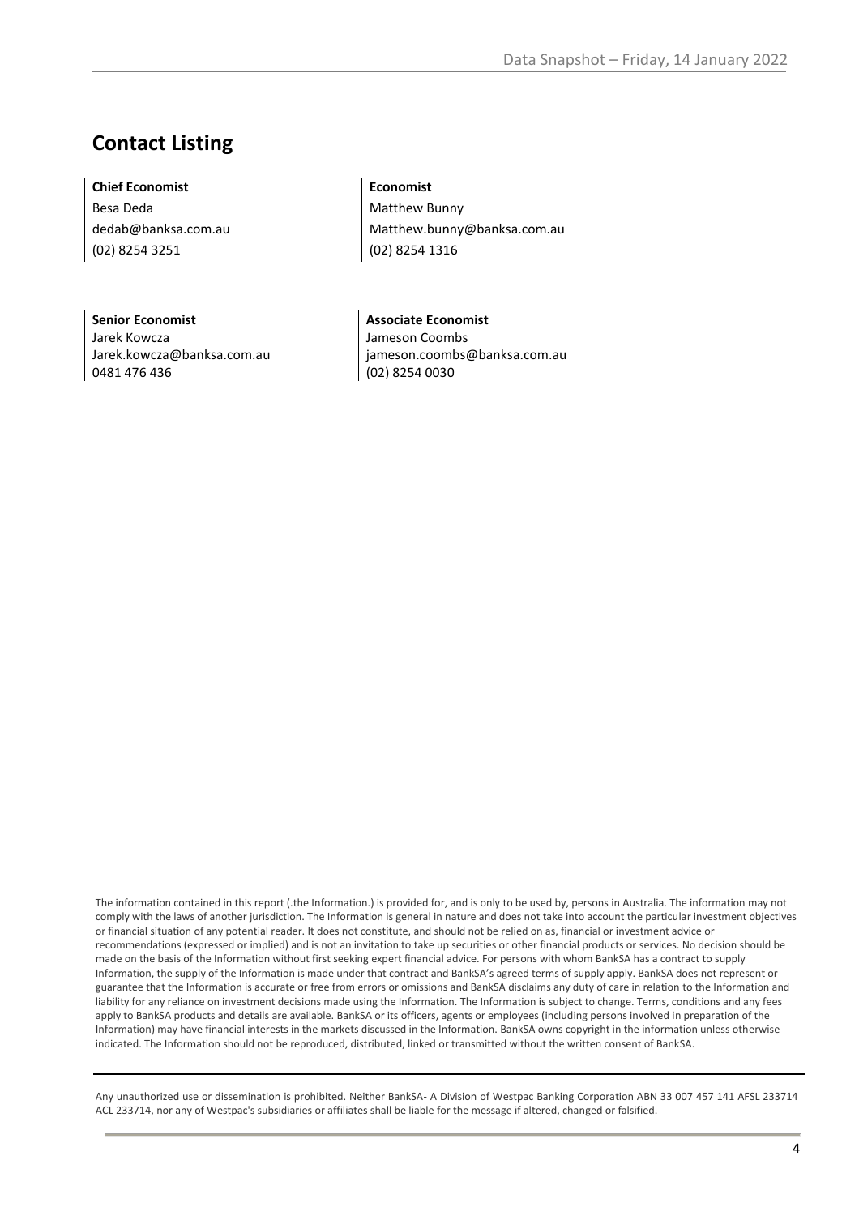## Contact Listing

**Chief Economist**
Besa Deda
dedab@banksa.com.au
(02) 8254 3251

**Economist**
Matthew Bunny
Matthew.bunny@banksa.com.au
(02) 8254 1316

**Senior Economist**
Jarek Kowcza
Jarek.kowcza@banksa.com.au
0481 476 436

**Associate Economist**
Jameson Coombs
jameson.coombs@banksa.com.au
(02) 8254 0030

The information contained in this report (.the Information.) is provided for, and is only to be used by, persons in Australia. The information may not comply with the laws of another jurisdiction. The Information is general in nature and does not take into account the particular investment objectives or financial situation of any potential reader. It does not constitute, and should not be relied on as, financial or investment advice or recommendations (expressed or implied) and is not an invitation to take up securities or other financial products or services. No decision should be made on the basis of the Information without first seeking expert financial advice. For persons with whom BankSA has a contract to supply Information, the supply of the Information is made under that contract and BankSA's agreed terms of supply apply. BankSA does not represent or guarantee that the Information is accurate or free from errors or omissions and BankSA disclaims any duty of care in relation to the Information and liability for any reliance on investment decisions made using the Information. The Information is subject to change. Terms, conditions and any fees apply to BankSA products and details are available. BankSA or its officers, agents or employees (including persons involved in preparation of the Information) may have financial interests in the markets discussed in the Information. BankSA owns copyright in the information unless otherwise indicated. The Information should not be reproduced, distributed, linked or transmitted without the written consent of BankSA.

Any unauthorized use or dissemination is prohibited. Neither BankSA- A Division of Westpac Banking Corporation ABN 33 007 457 141 AFSL 233714 ACL 233714, nor any of Westpac's subsidiaries or affiliates shall be liable for the message if altered, changed or falsified.